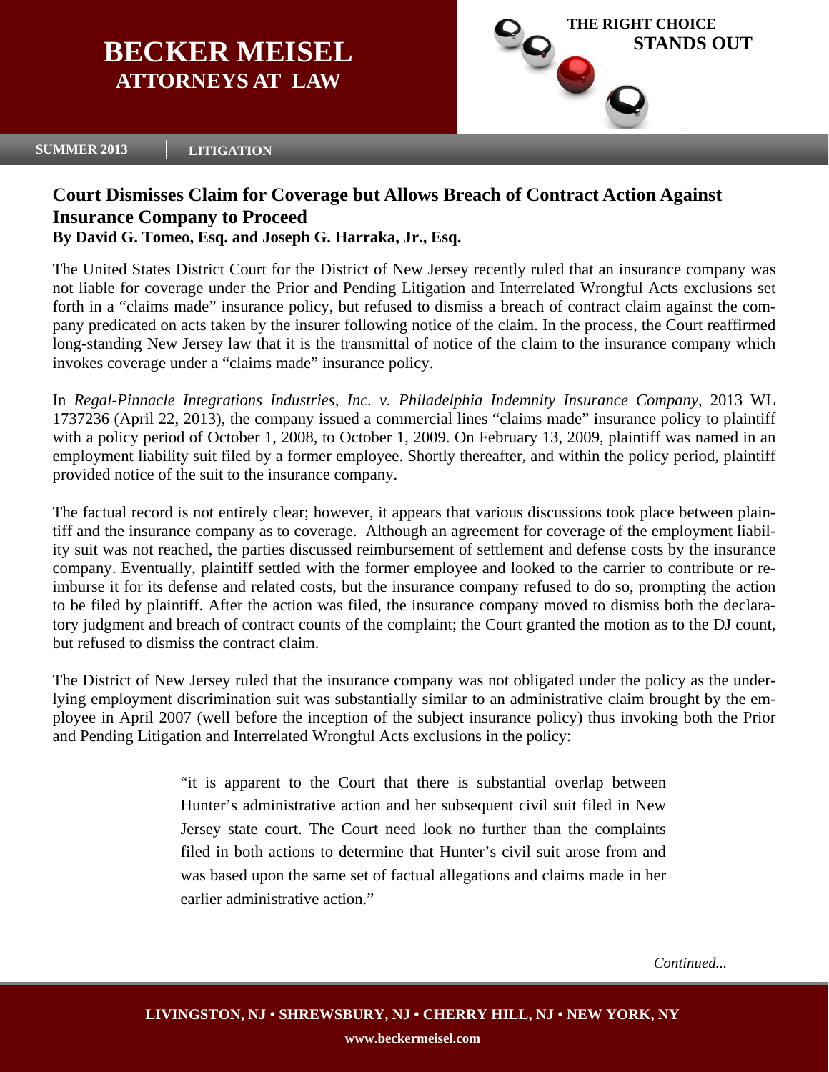# BECKER MEISEL
## ATTORNEYS AT LAW

**THE RIGHT CHOICE STANDS OUT**

**SUMMER 2013** | **LITIGATION**

## Court Dismisses Claim for Coverage but Allows Breach of Contract Action Against Insurance Company to Proceed

**By David G. Tomeo, Esq. and Joseph G. Harraka, Jr., Esq.**

The United States District Court for the District of New Jersey recently ruled that an insurance company was not liable for coverage under the Prior and Pending Litigation and Interrelated Wrongful Acts exclusions set forth in a "claims made" insurance policy, but refused to dismiss a breach of contract claim against the company predicated on acts taken by the insurer following notice of the claim. In the process, the Court reaffirmed long-standing New Jersey law that it is the transmittal of notice of the claim to the insurance company which invokes coverage under a "claims made" insurance policy.

In *Regal-Pinnacle Integrations Industries, Inc. v. Philadelphia Indemnity Insurance Company*, 2013 WL 1737236 (April 22, 2013), the company issued a commercial lines "claims made" insurance policy to plaintiff with a policy period of October 1, 2008, to October 1, 2009. On February 13, 2009, plaintiff was named in an employment liability suit filed by a former employee. Shortly thereafter, and within the policy period, plaintiff provided notice of the suit to the insurance company.

The factual record is not entirely clear; however, it appears that various discussions took place between plaintiff and the insurance company as to coverage. Although an agreement for coverage of the employment liability suit was not reached, the parties discussed reimbursement of settlement and defense costs by the insurance company. Eventually, plaintiff settled with the former employee and looked to the carrier to contribute or reimburse it for its defense and related costs, but the insurance company refused to do so, prompting the action to be filed by plaintiff. After the action was filed, the insurance company moved to dismiss both the declaratory judgment and breach of contract counts of the complaint; the Court granted the motion as to the DJ count, but refused to dismiss the contract claim.

The District of New Jersey ruled that the insurance company was not obligated under the policy as the underlying employment discrimination suit was substantially similar to an administrative claim brought by the employee in April 2007 (well before the inception of the subject insurance policy) thus invoking both the Prior and Pending Litigation and Interrelated Wrongful Acts exclusions in the policy:

> "it is apparent to the Court that there is substantial overlap between Hunter's administrative action and her subsequent civil suit filed in New Jersey state court. The Court need look no further than the complaints filed in both actions to determine that Hunter's civil suit arose from and was based upon the same set of factual allegations and claims made in her earlier administrative action."

*Continued...*

**LIVINGSTON, NJ • SHREWSBURY, NJ • CHERRY HILL, NJ • NEW YORK, NY**

**www.beckermeisel.com**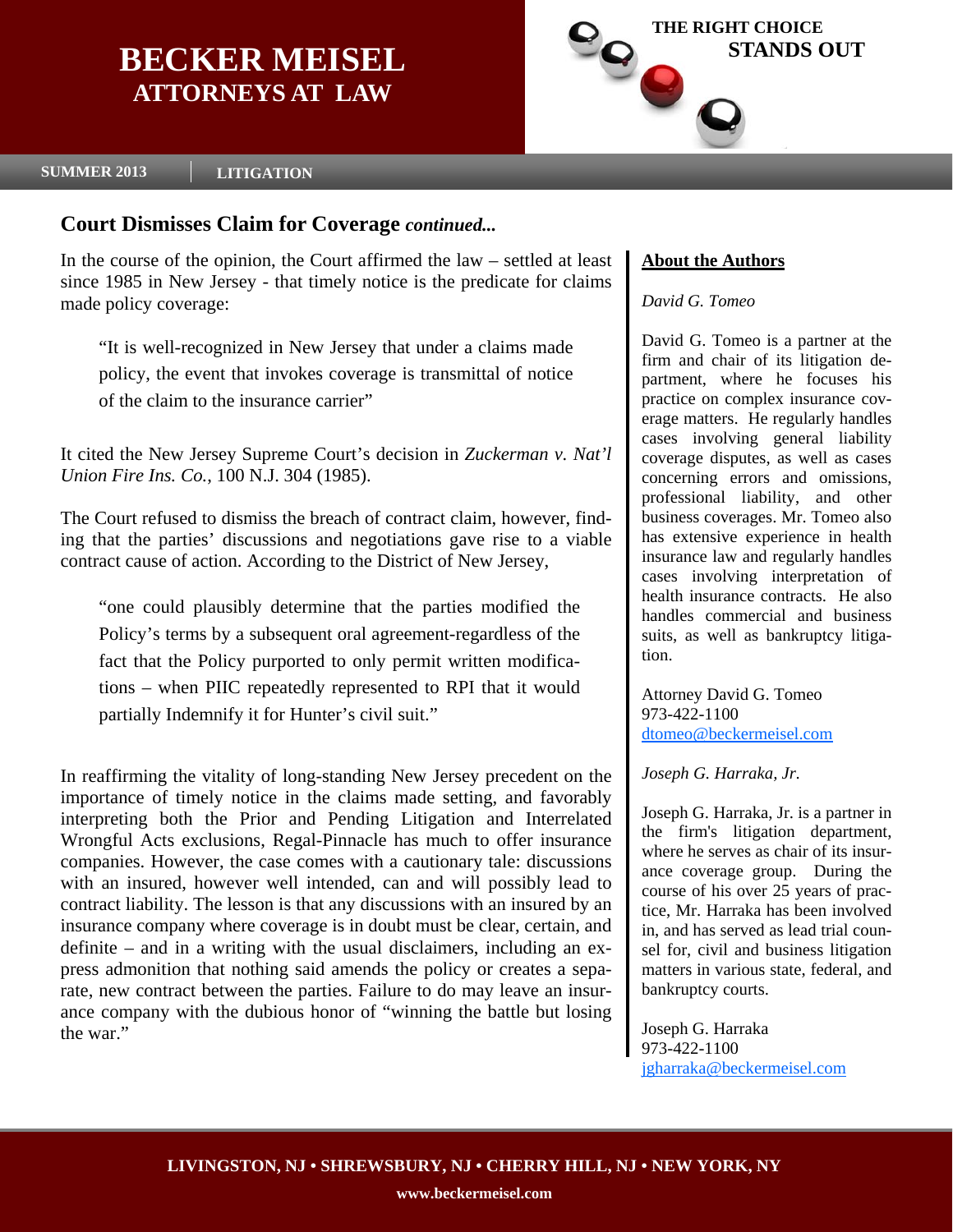# BECKER MEISEL
## ATTORNEYS AT LAW

THE RIGHT CHOICE
STANDS OUT

SUMMER 2013 | LITIGATION

## Court Dismisses Claim for Coverage *continued...*

In the course of the opinion, the Court affirmed the law – settled at least since 1985 in New Jersey - that timely notice is the predicate for claims made policy coverage:

> "It is well-recognized in New Jersey that under a claims made policy, the event that invokes coverage is transmittal of notice of the claim to the insurance carrier"

It cited the New Jersey Supreme Court's decision in *Zuckerman v. Nat'l Union Fire Ins. Co.*, 100 N.J. 304 (1985).

The Court refused to dismiss the breach of contract claim, however, finding that the parties' discussions and negotiations gave rise to a viable contract cause of action. According to the District of New Jersey,

> "one could plausibly determine that the parties modified the Policy's terms by a subsequent oral agreement-regardless of the fact that the Policy purported to only permit written modifications – when PIIC repeatedly represented to RPI that it would partially Indemnify it for Hunter's civil suit."

In reaffirming the vitality of long-standing New Jersey precedent on the importance of timely notice in the claims made setting, and favorably interpreting both the Prior and Pending Litigation and Interrelated Wrongful Acts exclusions, Regal-Pinnacle has much to offer insurance companies. However, the case comes with a cautionary tale: discussions with an insured, however well intended, can and will possibly lead to contract liability. The lesson is that any discussions with an insured by an insurance company where coverage is in doubt must be clear, certain, and definite – and in a writing with the usual disclaimers, including an express admonition that nothing said amends the policy or creates a separate, new contract between the parties. Failure to do may leave an insurance company with the dubious honor of "winning the battle but losing the war."

### About the Authors

*David G. Tomeo*

David G. Tomeo is a partner at the firm and chair of its litigation department, where he focuses his practice on complex insurance coverage matters. He regularly handles cases involving general liability coverage disputes, as well as cases concerning errors and omissions, professional liability, and other business coverages. Mr. Tomeo also has extensive experience in health insurance law and regularly handles cases involving interpretation of health insurance contracts. He also handles commercial and business suits, as well as bankruptcy litigation.

Attorney David G. Tomeo
973-422-1100
dtomeo@beckermeisel.com

*Joseph G. Harraka, Jr.*

Joseph G. Harraka, Jr. is a partner in the firm's litigation department, where he serves as chair of its insurance coverage group. During the course of his over 25 years of practice, Mr. Harraka has been involved in, and has served as lead trial counsel for, civil and business litigation matters in various state, federal, and bankruptcy courts.

Joseph G. Harraka
973-422-1100
jgharraka@beckermeisel.com

LIVINGSTON, NJ • SHREWSBURY, NJ • CHERRY HILL, NJ • NEW YORK, NY

www.beckermeisel.com